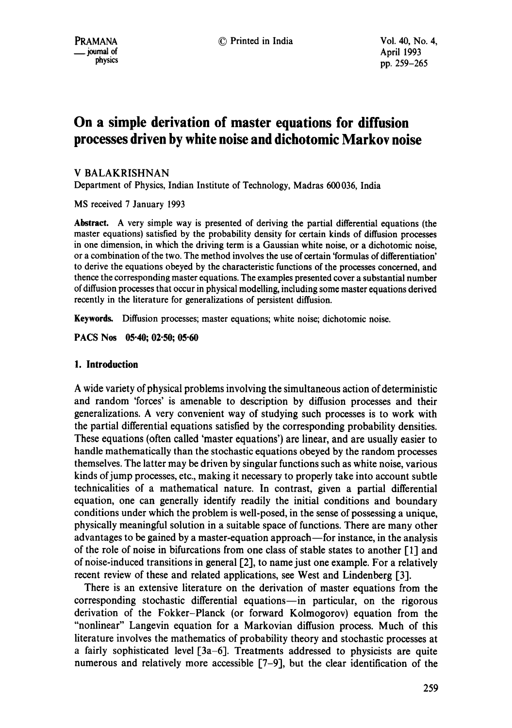# On a simple derivation of master equations for diffusion processes driven by white noise and dichotomic Markov noise

V BALAKRISHNAN

Department of Physics, Indian Institute of Technology, Madras 600036, India

MS received 7 January 1993

**Abstract.** A very simple way is presented of deriving the partial differential equations (the master equations) satisfied by the probability density for certain kinds of diffusion processes in one dimension, in which the driving term is a Gaussian white noise, or a dichotomic noise, or a combination of the two. The method involves the use of certain 'formulas of differentiation' to derive the equations obeyed by the characteristic functions of the processes concerned, and thence the corresponding master equations. The examples presented cover a substantial number of diffusion processes that occur in physical modelling, including some master equations derived recently in the literature for generalizations of persistent diffusion.

**Keywords.** Diffusion processes; master equations; white noise; dichotomic noise.

**PACS Nos** 05·40; 02·50; 05·60

## 1. Introduction

A wide variety of physical problems involving the simultaneous action of deterministic and random 'forces' is amenable to description by diffusion processes and their generalizations. A very convenient way of studying such processes is to work with the partial differential equations satisfied by the corresponding probability densities. These equations (often called 'master equations') are linear, and are usually easier to handle mathematically than the stochastic equations obeyed by the random processes themselves. The latter may be driven by singular functions such as white noise, various kinds of jump processes, etc., making it necessary to properly take into account subtle technicalities of a mathematical nature. In contrast, given a partial differential equation, one can generally identify readily the initial conditions and boundary conditions under which the problem is well-posed, in the sense of possessing a unique, physically meaningful solution in a suitable space of functions. There are many other advantages to be gained by a master-equation approach—for instance, in the analysis of the role of noise in bifurcations from one class of stable states to another [1] and of noise-induced transitions in general [2], to name just one example. For a relatively recent review of these and related applications, see West and Lindenberg [3].

There is an extensive literature on the derivation of master equations from the corresponding stochastic differential equations—in particular, on the rigorous derivation of the Fokker–Planck (or forward Kolmogorov) equation from the "nonlinear" Langevin equation for a Markovian diffusion process. Much of this literature involves the mathematics of probability theory and stochastic processes at a fairly sophisticated level [3a–6]. Treatments addressed to physicists are quite numerous and relatively more accessible [7–9], but the clear identification of the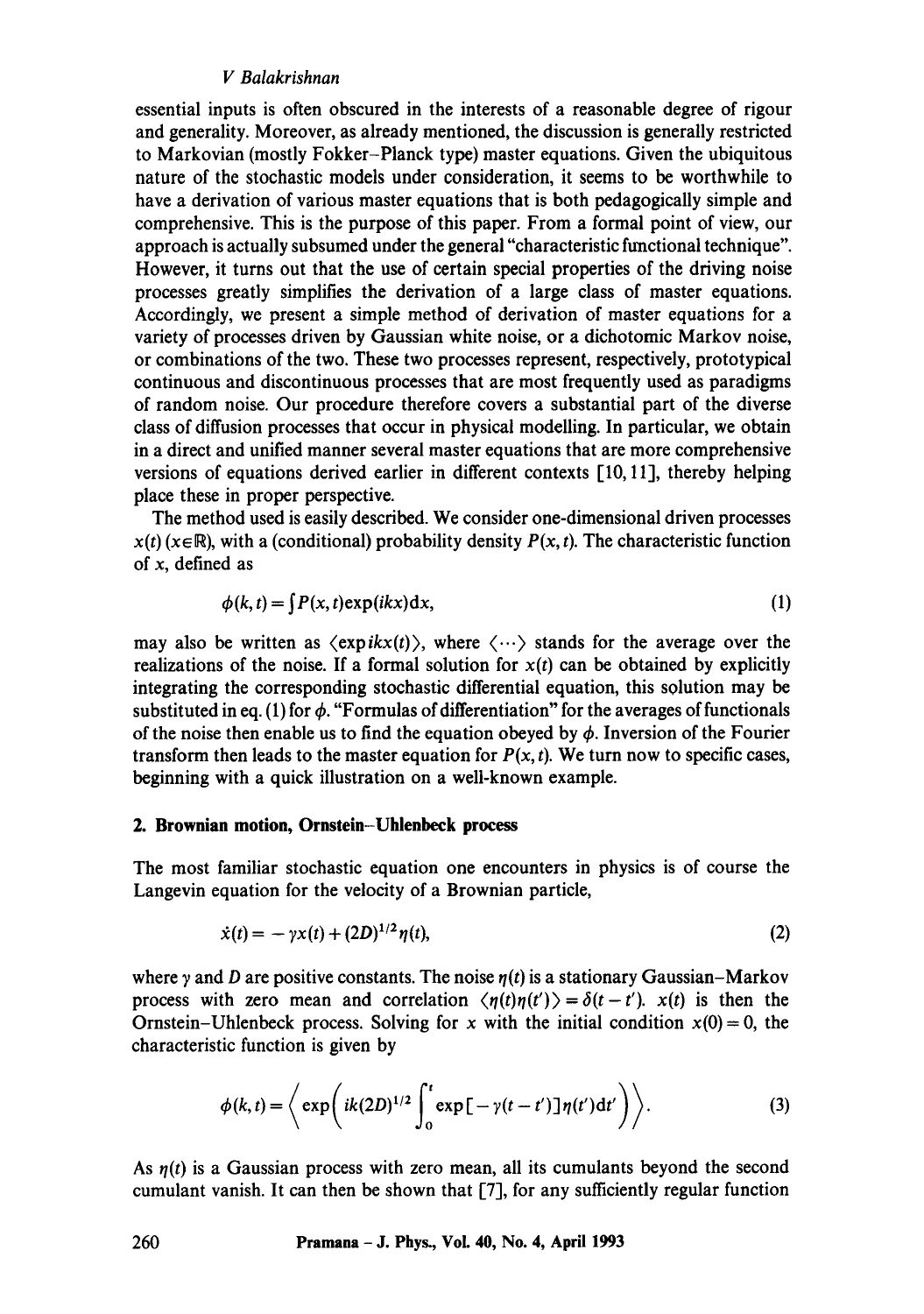essential inputs is often obscured in the interests of a reasonable degree of rigour and generality. Moreover, as already mentioned, the discussion is generally restricted to Markovian (mostly Fokker–Planck type) master equations. Given the ubiquitous nature of the stochastic models under consideration, it seems to be worthwhile to have a derivation of various master equations that is both pedagogically simple and comprehensive. This is the purpose of this paper. From a formal point of view, our approach is actually subsumed under the general "characteristic functional technique". However, it turns out that the use of certain special properties of the driving noise processes greatly simplifies the derivation of a large class of master equations. Accordingly, we present a simple method of derivation of master equations for a variety of processes driven by Gaussian white noise, or a dichotomic Markov noise, or combinations of the two. These two processes represent, respectively, prototypical continuous and discontinuous processes that are most frequently used as paradigms of random noise. Our procedure therefore covers a substantial part of the diverse class of diffusion processes that occur in physical modelling. In particular, we obtain in a direct and unified manner several master equations that are more comprehensive versions of equations derived earlier in different contexts [10, 11], thereby helping place these in proper perspective.

The method used is easily described. We consider one-dimensional driven processes $x(t)$ ($x \in \mathbb{R}$), with a (conditional) probability density $P(x, t)$. The characteristic function of $x$, defined as

$$\phi(k, t) = \int P(x, t) \exp(ikx) \mathrm{d}x, \tag{1}$$

may also be written as $\langle \exp ikx(t) \rangle$, where $\langle \cdots \rangle$ stands for the average over the realizations of the noise. If a formal solution for $x(t)$ can be obtained by explicitly integrating the corresponding stochastic differential equation, this solution may be substituted in eq. (1) for $\phi$. "Formulas of differentiation" for the averages of functionals of the noise then enable us to find the equation obeyed by $\phi$. Inversion of the Fourier transform then leads to the master equation for $P(x, t)$. We turn now to specific cases, beginning with a quick illustration on a well-known example.

## 2. Brownian motion, Ornstein–Uhlenbeck process

The most familiar stochastic equation one encounters in physics is of course the Langevin equation for the velocity of a Brownian particle,

$$\dot{x}(t) = -\gamma x(t) + (2D)^{1/2} \eta(t), \tag{2}$$

where $\gamma$ and $D$ are positive constants. The noise $\eta(t)$ is a stationary Gaussian–Markov process with zero mean and correlation $\langle \eta(t) \eta(t') \rangle = \delta(t - t')$. $x(t)$ is then the Ornstein–Uhlenbeck process. Solving for $x$ with the initial condition $x(0) = 0$, the characteristic function is given by

$$\phi(k, t) = \left\langle \exp\left( ik(2D)^{1/2} \int_0^t \exp[-\gamma(t - t')] \eta(t') \mathrm{d}t' \right) \right\rangle. \tag{3}$$

As $\eta(t)$ is a Gaussian process with zero mean, all its cumulants beyond the second cumulant vanish. It can then be shown that [7], for any sufficiently regular function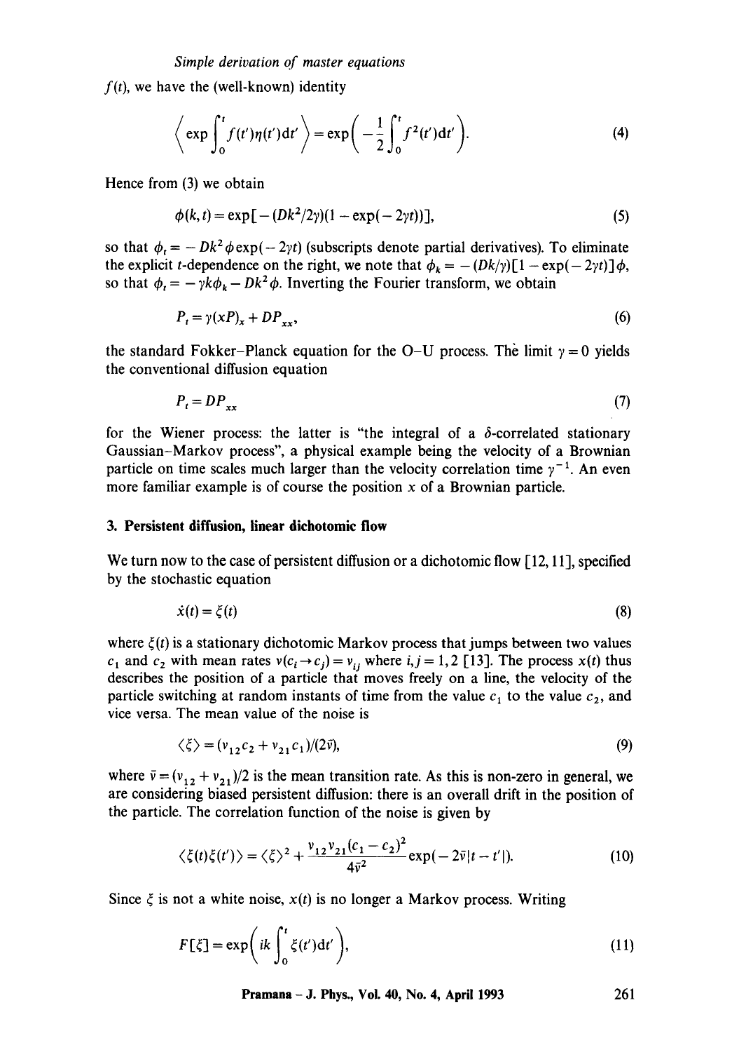$f(t)$, we have the (well-known) identity

$$\left\langle \exp \int_0^t f(t')\eta(t')\mathrm{d}t' \right\rangle = \exp\left( -\frac{1}{2}\int_0^t f^2(t')\mathrm{d}t' \right). \tag{4}$$

Hence from (3) we obtain

$$\phi(k,t) = \exp[-(Dk^2/2\gamma)(1-\exp(-2\gamma t))], \tag{5}$$

so that $\phi_t = -Dk^2\phi\exp(-2\gamma t)$ (subscripts denote partial derivatives). To eliminate the explicit $t$-dependence on the right, we note that $\phi_k = -(Dk/\gamma)[1-\exp(-2\gamma t)]\phi$, so that $\phi_t = -\gamma k\phi_k - Dk^2\phi$. Inverting the Fourier transform, we obtain

$$P_t = \gamma(xP)_x + DP_{xx}, \tag{6}$$

the standard Fokker–Planck equation for the O–U process. The limit $\gamma = 0$ yields the conventional diffusion equation

$$P_t = DP_{xx} \tag{7}$$

for the Wiener process: the latter is "the integral of a $\delta$-correlated stationary Gaussian–Markov process", a physical example being the velocity of a Brownian particle on time scales much larger than the velocity correlation time $\gamma^{-1}$. An even more familiar example is of course the position $x$ of a Brownian particle.

### 3. Persistent diffusion, linear dichotomic flow

We turn now to the case of persistent diffusion or a dichotomic flow [12, 11], specified by the stochastic equation

$$\dot{x}(t) = \xi(t) \tag{8}$$

where $\xi(t)$ is a stationary dichotomic Markov process that jumps between two values $c_1$ and $c_2$ with mean rates $\nu(c_i \to c_j) = \nu_{ij}$ where $i,j = 1,2$ [13]. The process $x(t)$ thus describes the position of a particle that moves freely on a line, the velocity of the particle switching at random instants of time from the value $c_1$ to the value $c_2$, and vice versa. The mean value of the noise is

$$\langle \xi \rangle = (\nu_{12}c_2 + \nu_{21}c_1)/(2\bar{\nu}), \tag{9}$$

where $\bar{\nu} = (\nu_{12} + \nu_{21})/2$ is the mean transition rate. As this is non-zero in general, we are considering biased persistent diffusion: there is an overall drift in the position of the particle. The correlation function of the noise is given by

$$\langle \xi(t)\xi(t') \rangle = \langle \xi \rangle^2 + \frac{\nu_{12}\nu_{21}(c_1 - c_2)^2}{4\bar{\nu}^2}\exp(-2\bar{\nu}|t-t'|). \tag{10}$$

Since $\xi$ is not a white noise, $x(t)$ is no longer a Markov process. Writing

$$F[\xi] = \exp\left( ik\int_0^t \xi(t')\mathrm{d}t' \right), \tag{11}$$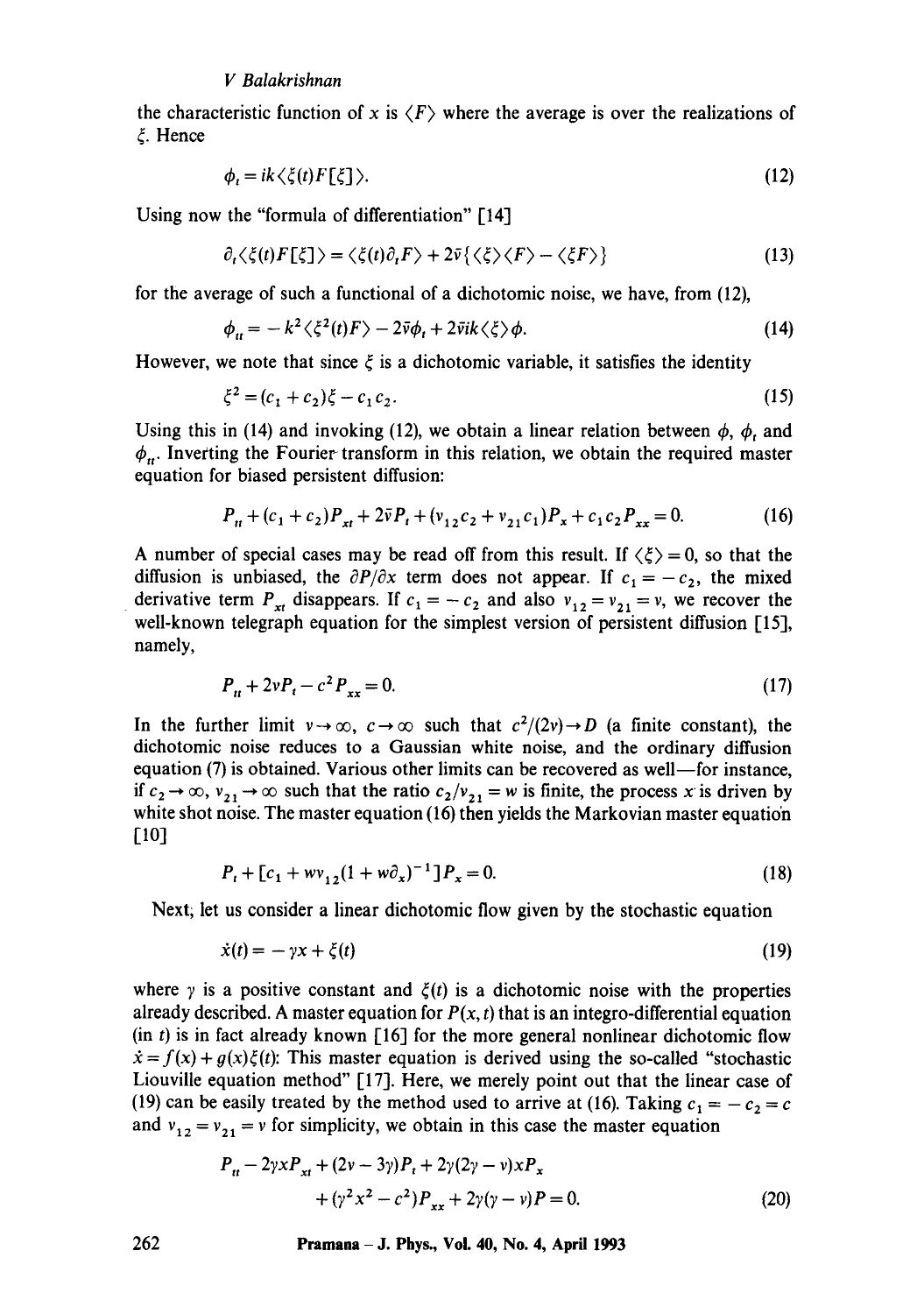the characteristic function of $x$ is $\langle F \rangle$ where the average is over the realizations of $\xi$. Hence

$$\phi_t = ik\langle \xi(t) F[\xi] \rangle. \tag{12}$$

Using now the "formula of differentiation" [14]

$$\partial_t \langle \xi(t) F[\xi] \rangle = \langle \xi(t) \partial_t F \rangle + 2\bar{v}\{\langle \xi \rangle \langle F \rangle - \langle \xi F \rangle\} \tag{13}$$

for the average of such a functional of a dichotomic noise, we have, from (12),

$$\phi_{tt} = -k^2 \langle \xi^2(t) F \rangle - 2\bar{v}\phi_t + 2\bar{v}ik\langle \xi \rangle \phi. \tag{14}$$

However, we note that since $\xi$ is a dichotomic variable, it satisfies the identity

$$\xi^2 = (c_1 + c_2)\xi - c_1 c_2. \tag{15}$$

Using this in (14) and invoking (12), we obtain a linear relation between $\phi$, $\phi_t$ and $\phi_{tt}$. Inverting the Fourier transform in this relation, we obtain the required master equation for biased persistent diffusion:

$$P_{tt} + (c_1 + c_2)P_{xt} + 2\bar{v}P_t + (v_{12}c_2 + v_{21}c_1)P_x + c_1 c_2 P_{xx} = 0. \tag{16}$$

A number of special cases may be read off from this result. If $\langle \xi \rangle = 0$, so that the diffusion is unbiased, the $\partial P/\partial x$ term does not appear. If $c_1 = -c_2$, the mixed derivative term $P_{xt}$ disappears. If $c_1 = -c_2$ and also $v_{12} = v_{21} = v$, we recover the well-known telegraph equation for the simplest version of persistent diffusion [15], namely,

$$P_{tt} + 2vP_t - c^2 P_{xx} = 0. \tag{17}$$

In the further limit $v \to \infty$, $c \to \infty$ such that $c^2/(2v) \to D$ (a finite constant), the dichotomic noise reduces to a Gaussian white noise, and the ordinary diffusion equation (7) is obtained. Various other limits can be recovered as well—for instance, if $c_2 \to \infty$, $v_{21} \to \infty$ such that the ratio $c_2/v_{21} = w$ is finite, the process $x$ is driven by white shot noise. The master equation (16) then yields the Markovian master equation [10]

$$P_t + [c_1 + wv_{12}(1 + w\partial_x)^{-1}]P_x = 0. \tag{18}$$

Next, let us consider a linear dichotomic flow given by the stochastic equation

$$\dot{x}(t) = -\gamma x + \xi(t) \tag{19}$$

where $\gamma$ is a positive constant and $\xi(t)$ is a dichotomic noise with the properties already described. A master equation for $P(x, t)$ that is an integro-differential equation (in $t$) is in fact already known [16] for the more general nonlinear dichotomic flow $\dot{x} = f(x) + g(x)\xi(t)$: This master equation is derived using the so-called "stochastic Liouville equation method" [17]. Here, we merely point out that the linear case of (19) can be easily treated by the method used to arrive at (16). Taking $c_1 = -c_2 = c$ and $v_{12} = v_{21} = v$ for simplicity, we obtain in this case the master equation

$$P_{tt} - 2\gamma x P_{xt} + (2v - 3\gamma)P_t + 2\gamma(2\gamma - v)xP_x + (\gamma^2 x^2 - c^2)P_{xx} + 2\gamma(\gamma - v)P = 0. \tag{20}$$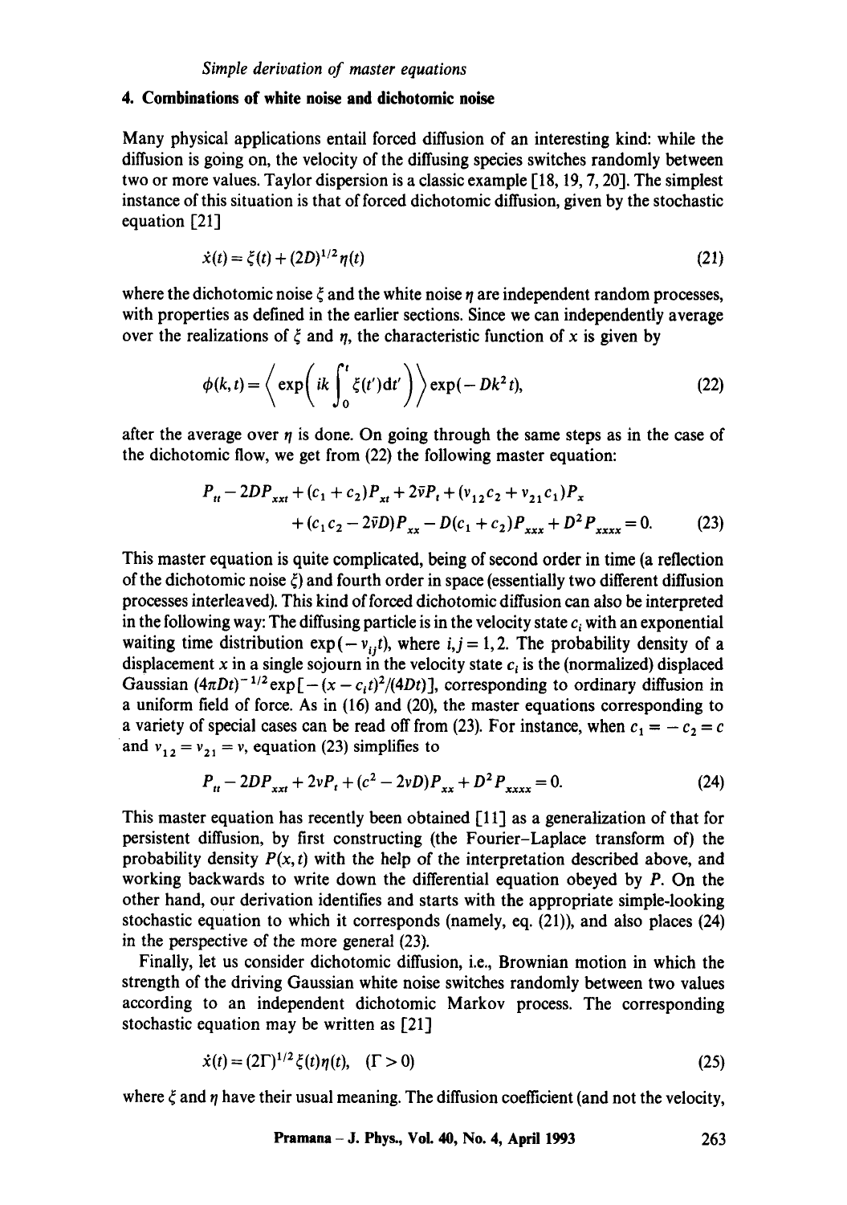## 4. Combinations of white noise and dichotomic noise

Many physical applications entail forced diffusion of an interesting kind: while the diffusion is going on, the velocity of the diffusing species switches randomly between two or more values. Taylor dispersion is a classic example [18, 19, 7, 20]. The simplest instance of this situation is that of forced dichotomic diffusion, given by the stochastic equation [21]

$$\dot{x}(t) = \xi(t) + (2D)^{1/2}\eta(t) \tag{21}$$

where the dichotomic noise $\xi$ and the white noise $\eta$ are independent random processes, with properties as defined in the earlier sections. Since we can independently average over the realizations of $\xi$ and $\eta$, the characteristic function of $x$ is given by

$$\phi(k,t) = \left\langle \exp\left( ik \int_0^t \xi(t')\mathrm{d}t' \right) \right\rangle \exp(-Dk^2 t), \tag{22}$$

after the average over $\eta$ is done. On going through the same steps as in the case of the dichotomic flow, we get from (22) the following master equation:

$$\begin{aligned} P_{tt} - 2DP_{xxt} + (c_1 + c_2)P_{xt} + 2\bar{v}P_t + (v_{12}c_2 + v_{21}c_1)P_x \\ + (c_1 c_2 - 2\bar{v}D)P_{xx} - D(c_1 + c_2)P_{xxx} + D^2 P_{xxxx} = 0. \end{aligned} \tag{23}$$

This master equation is quite complicated, being of second order in time (a reflection of the dichotomic noise $\xi$) and fourth order in space (essentially two different diffusion processes interleaved). This kind of forced dichotomic diffusion can also be interpreted in the following way: The diffusing particle is in the velocity state $c_i$ with an exponential waiting time distribution $\exp(-v_{ij}t)$, where $i, j = 1, 2$. The probability density of a displacement $x$ in a single sojourn in the velocity state $c_i$ is the (normalized) displaced Gaussian $(4\pi Dt)^{-1/2}\exp[-(x - c_i t)^2/(4Dt)]$, corresponding to ordinary diffusion in a uniform field of force. As in (16) and (20), the master equations corresponding to a variety of special cases can be read off from (23). For instance, when $c_1 = -c_2 = c$ and $v_{12} = v_{21} = v$, equation (23) simplifies to

$$P_{tt} - 2DP_{xxt} + 2vP_t + (c^2 - 2vD)P_{xx} + D^2 P_{xxxx} = 0. \tag{24}$$

This master equation has recently been obtained [11] as a generalization of that for persistent diffusion, by first constructing (the Fourier–Laplace transform of) the probability density $P(x,t)$ with the help of the interpretation described above, and working backwards to write down the differential equation obeyed by $P$. On the other hand, our derivation identifies and starts with the appropriate simple-looking stochastic equation to which it corresponds (namely, eq. (21)), and also places (24) in the perspective of the more general (23).

Finally, let us consider dichotomic diffusion, i.e., Brownian motion in which the strength of the driving Gaussian white noise switches randomly between two values according to an independent dichotomic Markov process. The corresponding stochastic equation may be written as [21]

$$\dot{x}(t) = (2\Gamma)^{1/2}\xi(t)\eta(t), \quad (\Gamma > 0) \tag{25}$$

where $\xi$ and $\eta$ have their usual meaning. The diffusion coefficient (and not the velocity,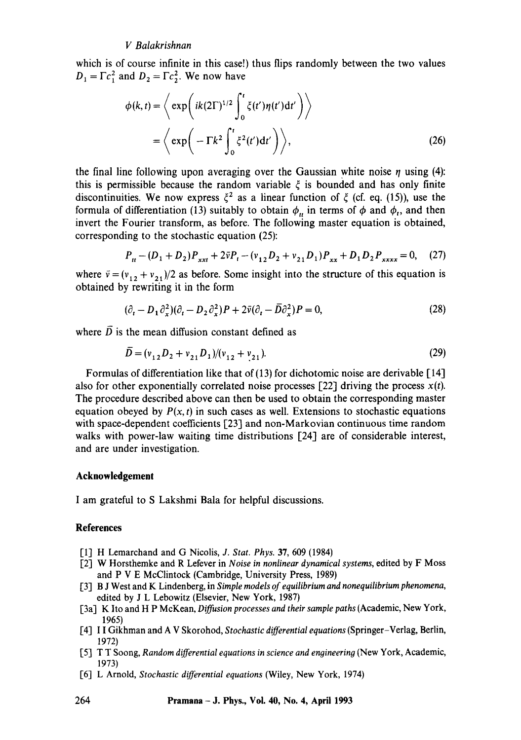which is of course infinite in this case!) thus flips randomly between the two values $D_1 = \Gamma c_1^2$ and $D_2 = \Gamma c_2^2$. We now have

$$\phi(k,t) = \left\langle \exp\left( ik(2\Gamma)^{1/2} \int_0^t \xi(t')\eta(t')\mathrm{d}t' \right) \right\rangle$$
$$= \left\langle \exp\left( -\Gamma k^2 \int_0^t \xi^2(t')\mathrm{d}t' \right) \right\rangle, \tag{26}$$

the final line following upon averaging over the Gaussian white noise $\eta$ using (4): this is permissible because the random variable $\xi$ is bounded and has only finite discontinuities. We now express $\xi^2$ as a linear function of $\xi$ (cf. eq. (15)), use the formula of differentiation (13) suitably to obtain $\phi_{tt}$ in terms of $\phi$ and $\phi_t$, and then invert the Fourier transform, as before. The following master equation is obtained, corresponding to the stochastic equation (25):

$$P_{tt} - (D_1 + D_2)P_{xxt} + 2\bar{v}P_t - (v_{12}D_2 + v_{21}D_1)P_{xx} + D_1 D_2 P_{xxxx} = 0, \tag{27}$$

where $\bar{v} = (v_{12} + v_{21})/2$ as before. Some insight into the structure of this equation is obtained by rewriting it in the form

$$(\partial_t - D_1\partial_x^2)(\partial_t - D_2\partial_x^2)P + 2\bar{v}(\partial_t - \bar{D}\partial_x^2)P = 0, \tag{28}$$

where $\bar{D}$ is the mean diffusion constant defined as

$$\bar{D} = (v_{12}D_2 + v_{21}D_1)/(v_{12} + v_{21}). \tag{29}$$

Formulas of differentiation like that of (13) for dichotomic noise are derivable [14] also for other exponentially correlated noise processes [22] driving the process $x(t)$. The procedure described above can then be used to obtain the corresponding master equation obeyed by $P(x,t)$ in such cases as well. Extensions to stochastic equations with space-dependent coefficients [23] and non-Markovian continuous time random walks with power-law waiting time distributions [24] are of considerable interest, and are under investigation.

## Acknowledgement

I am grateful to S Lakshmi Bala for helpful discussions.

## References

[1] H Lemarchand and G Nicolis, *J. Stat. Phys.* **37**, 609 (1984)

[2] W Horsthemke and R Lefever in *Noise in nonlinear dynamical systems*, edited by F Moss and P V E McClintock (Cambridge, University Press, 1989)

[3] B J West and K Lindenberg, in *Simple models of equilibrium and nonequilibrium phenomena*, edited by J L Lebowitz (Elsevier, New York, 1987)

[3a] K Ito and H P McKean, *Diffusion processes and their sample paths* (Academic, New York, 1965)

[4] I I Gikhman and A V Skorohod, *Stochastic differential equations* (Springer–Verlag, Berlin, 1972)

[5] T T Soong, *Random differential equations in science and engineering* (New York, Academic, 1973)

[6] L Arnold, *Stochastic differential equations* (Wiley, New York, 1974)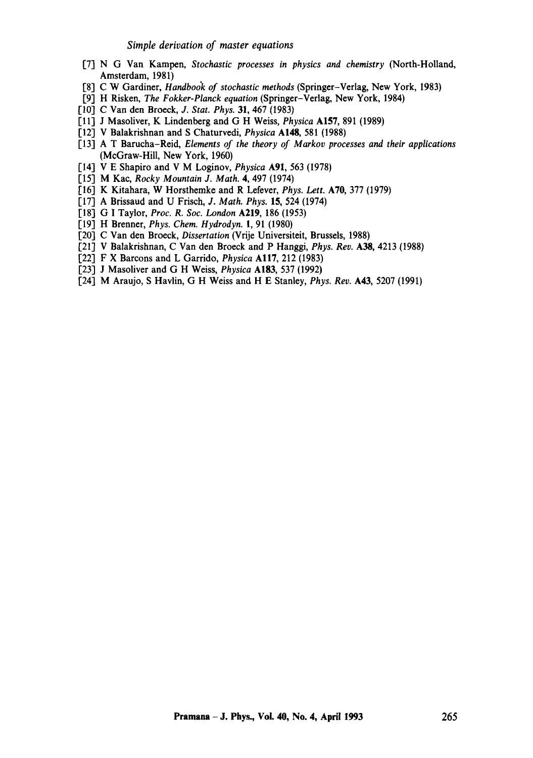[7] N G Van Kampen, *Stochastic processes in physics and chemistry* (North-Holland, Amsterdam, 1981)

[8] C W Gardiner, *Handbook of stochastic methods* (Springer–Verlag, New York, 1983)

[9] H Risken, *The Fokker-Planck equation* (Springer–Verlag, New York, 1984)

[10] C Van den Broeck, *J. Stat. Phys.* **31**, 467 (1983)

[11] J Masoliver, K Lindenberg and G H Weiss, *Physica* **A157**, 891 (1989)

[12] V Balakrishnan and S Chaturvedi, *Physica* **A148**, 581 (1988)

[13] A T Barucha-Reid, *Elements of the theory of Markov processes and their applications* (McGraw-Hill, New York, 1960)

[14] V E Shapiro and V M Loginov, *Physica* **A91**, 563 (1978)

[15] M Kac, *Rocky Mountain J. Math.* **4**, 497 (1974)

[16] K Kitahara, W Horsthemke and R Lefever, *Phys. Lett.* **A70**, 377 (1979)

[17] A Brissaud and U Frisch, *J. Math. Phys.* **15**, 524 (1974)

[18] G I Taylor, *Proc. R. Soc. London* **A219**, 186 (1953)

[19] H Brenner, *Phys. Chem. Hydrodyn.* **1**, 91 (1980)

[20] C Van den Broeck, *Dissertation* (Vrije Universiteit, Brussels, 1988)

[21] V Balakrishnan, C Van den Broeck and P Hanggi, *Phys. Rev.* **A38**, 4213 (1988)

[22] F X Barcons and L Garrido, *Physica* **A117**, 212 (1983)

[23] J Masoliver and G H Weiss, *Physica* **A183**, 537 (1992)

[24] M Araujo, S Havlin, G H Weiss and H E Stanley, *Phys. Rev.* **A43**, 5207 (1991)